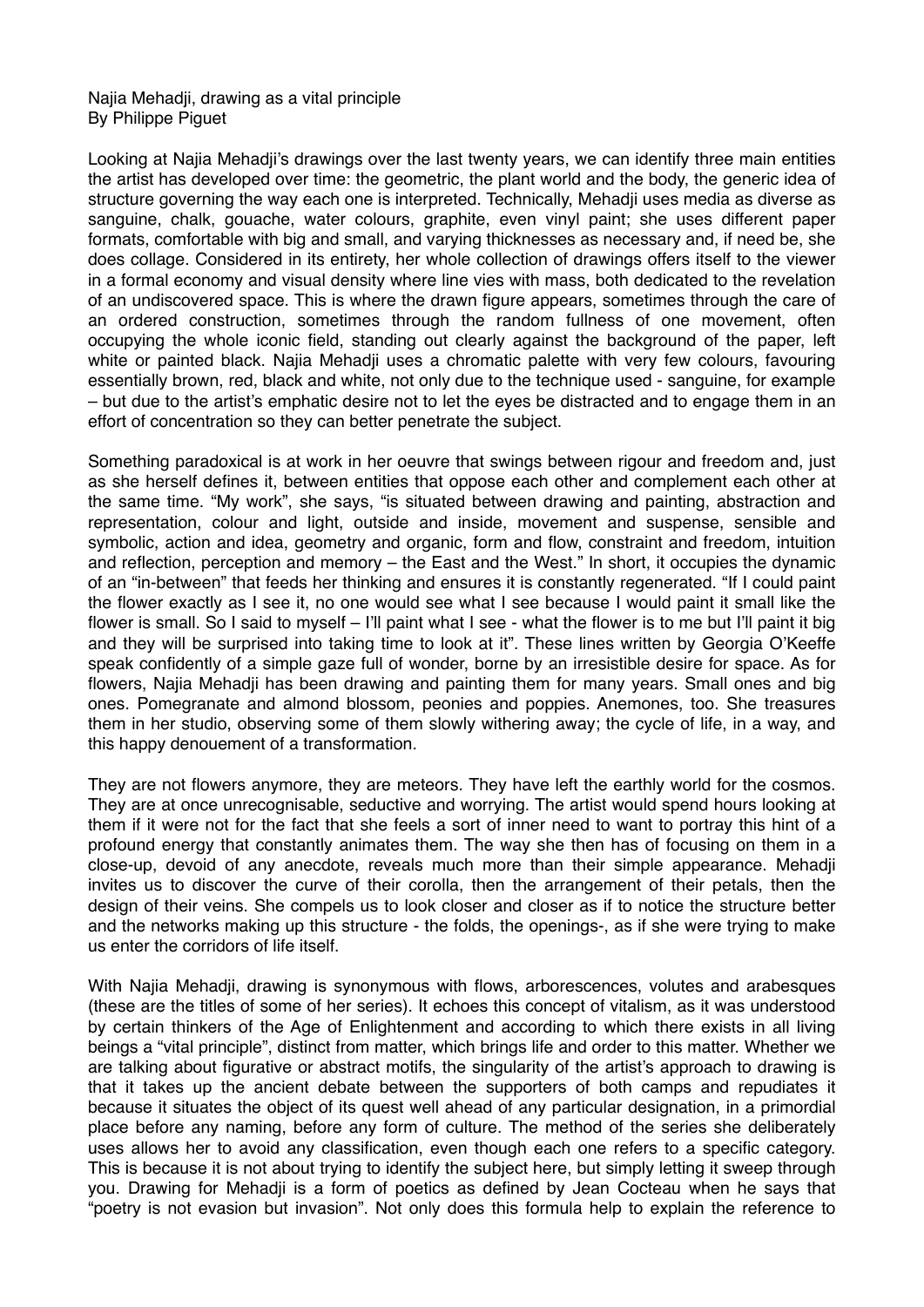# Najia Mehadji, drawing as a vital principle

By Philippe Piguet

Looking at Najia Mehadji's drawings over the last twenty years, we can identify three main entities the artist has developed over time: the geometric, the plant world and the body, the generic idea of structure governing the way each one is interpreted. Technically, Mehadji uses media as diverse as sanguine, chalk, gouache, water colours, graphite, even vinyl paint; she uses different paper formats, comfortable with big and small, and varying thicknesses as necessary and, if need be, she does collage. Considered in its entirety, her whole collection of drawings offers itself to the viewer in a formal economy and visual density where line vies with mass, both dedicated to the revelation of an undiscovered space. This is where the drawn figure appears, sometimes through the care of an ordered construction, sometimes through the random fullness of one movement, often occupying the whole iconic field, standing out clearly against the background of the paper, left white or painted black. Najia Mehadji uses a chromatic palette with very few colours, favouring essentially brown, red, black and white, not only due to the technique used - sanguine, for example – but due to the artist's emphatic desire not to let the eyes be distracted and to engage them in an effort of concentration so they can better penetrate the subject.

Something paradoxical is at work in her oeuvre that swings between rigour and freedom and, just as she herself defines it, between entities that oppose each other and complement each other at the same time. "My work", she says, "is situated between drawing and painting, abstraction and representation, colour and light, outside and inside, movement and suspense, sensible and symbolic, action and idea, geometry and organic, form and flow, constraint and freedom, intuition and reflection, perception and memory – the East and the West." In short, it occupies the dynamic of an "in-between" that feeds her thinking and ensures it is constantly regenerated. "If I could paint the flower exactly as I see it, no one would see what I see because I would paint it small like the flower is small. So I said to myself – I'll paint what I see - what the flower is to me but I'll paint it big and they will be surprised into taking time to look at it". These lines written by Georgia O'Keeffe speak confidently of a simple gaze full of wonder, borne by an irresistible desire for space. As for flowers, Najia Mehadji has been drawing and painting them for many years. Small ones and big ones. Pomegranate and almond blossom, peonies and poppies. Anemones, too. She treasures them in her studio, observing some of them slowly withering away; the cycle of life, in a way, and this happy denouement of a transformation.

They are not flowers anymore, they are meteors. They have left the earthly world for the cosmos. They are at once unrecognisable, seductive and worrying. The artist would spend hours looking at them if it were not for the fact that she feels a sort of inner need to want to portray this hint of a profound energy that constantly animates them. The way she then has of focusing on them in a close-up, devoid of any anecdote, reveals much more than their simple appearance. Mehadji invites us to discover the curve of their corolla, then the arrangement of their petals, then the design of their veins. She compels us to look closer and closer as if to notice the structure better and the networks making up this structure - the folds, the openings-, as if she were trying to make us enter the corridors of life itself.

With Najia Mehadji, drawing is synonymous with flows, arborescences, volutes and arabesques (these are the titles of some of her series). It echoes this concept of vitalism, as it was understood by certain thinkers of the Age of Enlightenment and according to which there exists in all living beings a "vital principle", distinct from matter, which brings life and order to this matter. Whether we are talking about figurative or abstract motifs, the singularity of the artist's approach to drawing is that it takes up the ancient debate between the supporters of both camps and repudiates it because it situates the object of its quest well ahead of any particular designation, in a primordial place before any naming, before any form of culture. The method of the series she deliberately uses allows her to avoid any classification, even though each one refers to a specific category. This is because it is not about trying to identify the subject here, but simply letting it sweep through you. Drawing for Mehadji is a form of poetics as defined by Jean Cocteau when he says that "poetry is not evasion but invasion". Not only does this formula help to explain the reference to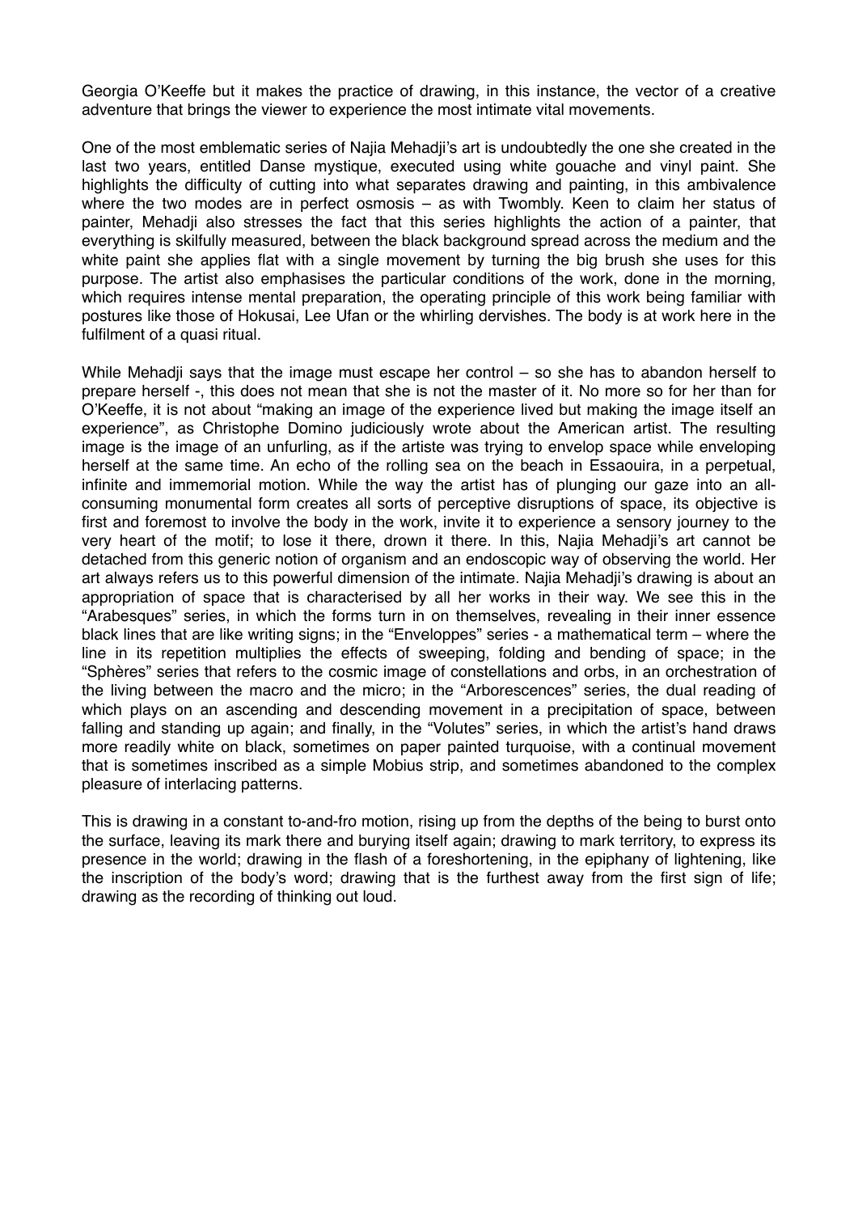Georgia O'Keeffe but it makes the practice of drawing, in this instance, the vector of a creative adventure that brings the viewer to experience the most intimate vital movements.

One of the most emblematic series of Najia Mehadji's art is undoubtedly the one she created in the last two years, entitled Danse mystique, executed using white gouache and vinyl paint. She highlights the difficulty of cutting into what separates drawing and painting, in this ambivalence where the two modes are in perfect osmosis – as with Twombly. Keen to claim her status of painter, Mehadji also stresses the fact that this series highlights the action of a painter, that everything is skilfully measured, between the black background spread across the medium and the white paint she applies flat with a single movement by turning the big brush she uses for this purpose. The artist also emphasises the particular conditions of the work, done in the morning, which requires intense mental preparation, the operating principle of this work being familiar with postures like those of Hokusai, Lee Ufan or the whirling dervishes. The body is at work here in the fulfilment of a quasi ritual.

While Mehadji says that the image must escape her control – so she has to abandon herself to prepare herself -, this does not mean that she is not the master of it. No more so for her than for O'Keeffe, it is not about "making an image of the experience lived but making the image itself an experience", as Christophe Domino judiciously wrote about the American artist. The resulting image is the image of an unfurling, as if the artiste was trying to envelop space while enveloping herself at the same time. An echo of the rolling sea on the beach in Essaouira, in a perpetual, infinite and immemorial motion. While the way the artist has of plunging our gaze into an all-consuming monumental form creates all sorts of perceptive disruptions of space, its objective is first and foremost to involve the body in the work, invite it to experience a sensory journey to the very heart of the motif; to lose it there, drown it there. In this, Najia Mehadji's art cannot be detached from this generic notion of organism and an endoscopic way of observing the world. Her art always refers us to this powerful dimension of the intimate. Najia Mehadji's drawing is about an appropriation of space that is characterised by all her works in their way. We see this in the "Arabesques" series, in which the forms turn in on themselves, revealing in their inner essence black lines that are like writing signs; in the "Enveloppes" series - a mathematical term – where the line in its repetition multiplies the effects of sweeping, folding and bending of space; in the "Sphères" series that refers to the cosmic image of constellations and orbs, in an orchestration of the living between the macro and the micro; in the "Arborescences" series, the dual reading of which plays on an ascending and descending movement in a precipitation of space, between falling and standing up again; and finally, in the "Volutes" series, in which the artist's hand draws more readily white on black, sometimes on paper painted turquoise, with a continual movement that is sometimes inscribed as a simple Mobius strip, and sometimes abandoned to the complex pleasure of interlacing patterns.

This is drawing in a constant to-and-fro motion, rising up from the depths of the being to burst onto the surface, leaving its mark there and burying itself again; drawing to mark territory, to express its presence in the world; drawing in the flash of a foreshortening, in the epiphany of lightening, like the inscription of the body's word; drawing that is the furthest away from the first sign of life; drawing as the recording of thinking out loud.